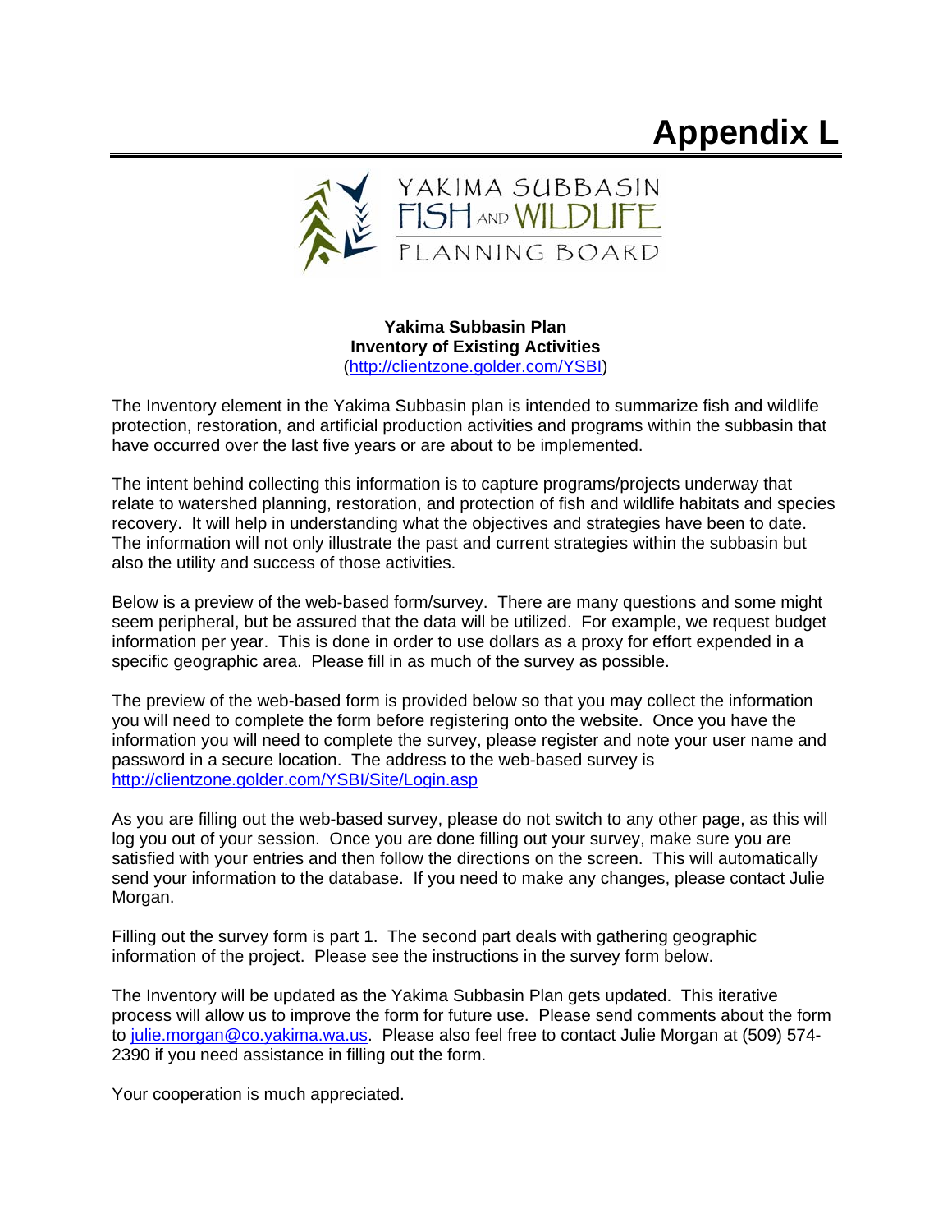# Appendix L

YAKIMA SUBBASIN FISH AND WILDLIFE PLANNING BOARD

**Yakima Subbasin Plan**
**Inventory of Existing Activities**
(http://clientzone.golder.com/YSBI)

The Inventory element in the Yakima Subbasin plan is intended to summarize fish and wildlife protection, restoration, and artificial production activities and programs within the subbasin that have occurred over the last five years or are about to be implemented.

The intent behind collecting this information is to capture programs/projects underway that relate to watershed planning, restoration, and protection of fish and wildlife habitats and species recovery. It will help in understanding what the objectives and strategies have been to date. The information will not only illustrate the past and current strategies within the subbasin but also the utility and success of those activities.

Below is a preview of the web-based form/survey. There are many questions and some might seem peripheral, but be assured that the data will be utilized. For example, we request budget information per year. This is done in order to use dollars as a proxy for effort expended in a specific geographic area. Please fill in as much of the survey as possible.

The preview of the web-based form is provided below so that you may collect the information you will need to complete the form before registering onto the website. Once you have the information you will need to complete the survey, please register and note your user name and password in a secure location. The address to the web-based survey is http://clientzone.golder.com/YSBI/Site/Login.asp

As you are filling out the web-based survey, please do not switch to any other page, as this will log you out of your session. Once you are done filling out your survey, make sure you are satisfied with your entries and then follow the directions on the screen. This will automatically send your information to the database. If you need to make any changes, please contact Julie Morgan.

Filling out the survey form is part 1. The second part deals with gathering geographic information of the project. Please see the instructions in the survey form below.

The Inventory will be updated as the Yakima Subbasin Plan gets updated. This iterative process will allow us to improve the form for future use. Please send comments about the form to julie.morgan@co.yakima.wa.us. Please also feel free to contact Julie Morgan at (509) 574-2390 if you need assistance in filling out the form.

Your cooperation is much appreciated.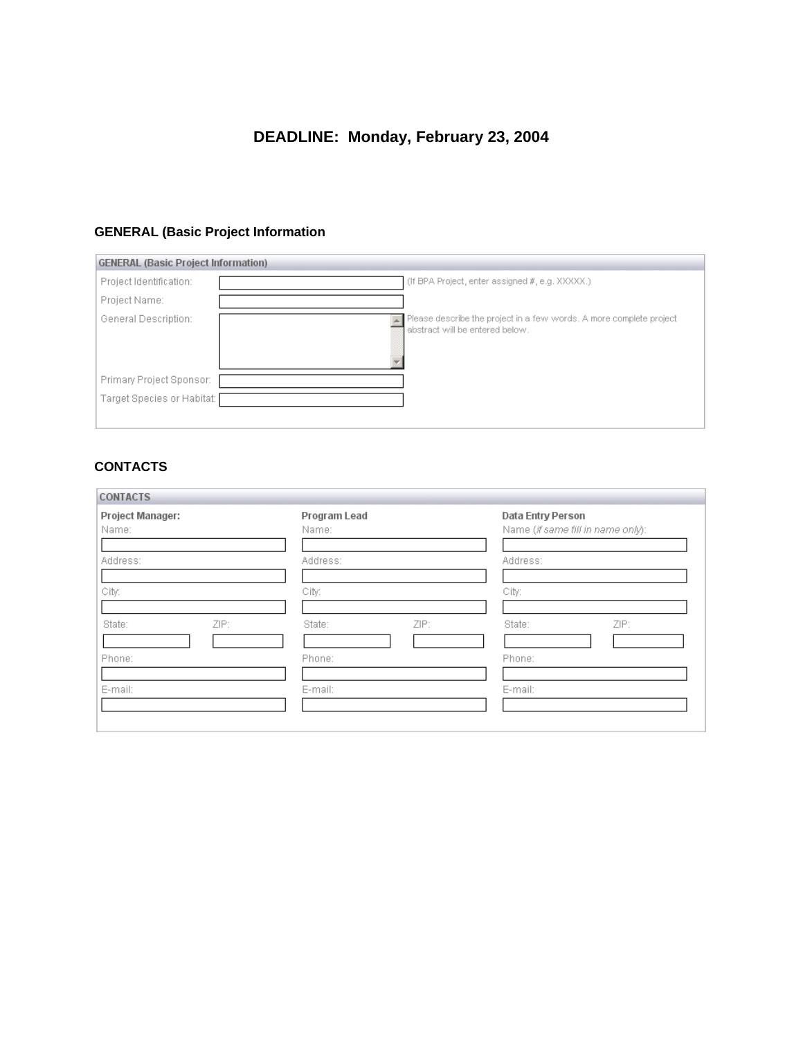**DEADLINE: Monday, February 23, 2004**

### GENERAL (Basic Project Information

**GENERAL (Basic Project Information)**

| | | |
|---|---|---|
| Project Identification: | | (If BPA Project, enter assigned #, e.g. XXXXX.) |
| Project Name: | | |
| General Description: | | Please describe the project in a few words. A more complete project abstract will be entered below. |
| Primary Project Sponsor: | | |
| Target Species or Habitat: | | |

### CONTACTS

**CONTACTS**

| Project Manager: | | Program Lead | | Data Entry Person | |
|---|---|---|---|---|---|
| Name: | | Name: | | Name (*if same fill in name only*): | |
| Address: | | Address: | | Address: | |
| City: | | City: | | City: | |
| State: | ZIP: | State: | ZIP: | State: | ZIP: |
| Phone: | | Phone: | | Phone: | |
| E-mail: | | E-mail: | | E-mail: | |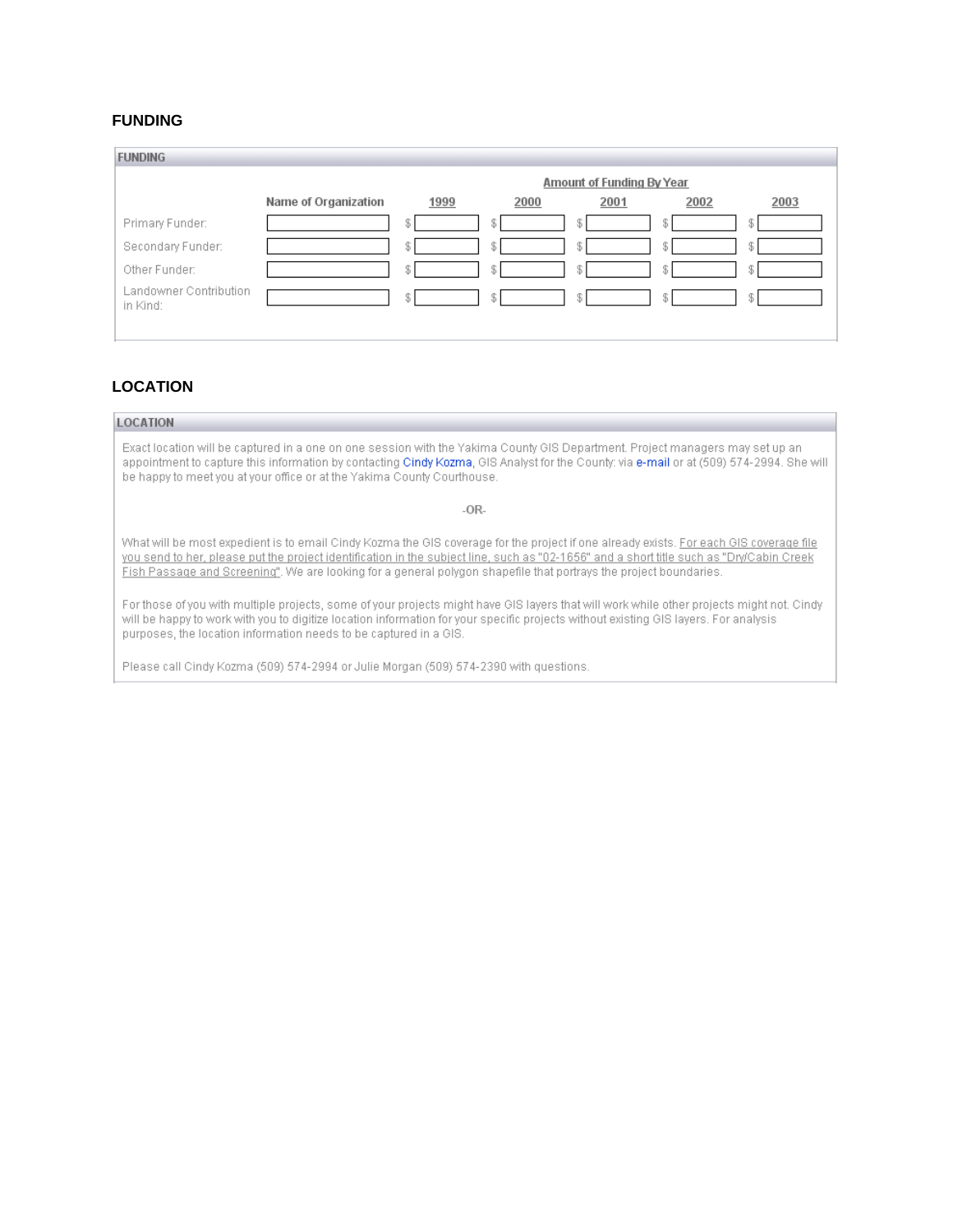## FUNDING

**FUNDING**

| | Name of Organization | Amount of Funding By Year | | | | |
|---|---|---|---|---|---|---|
| | | 1999 | 2000 | 2001 | 2002 | 2003 |
| Primary Funder: | | $ | $ | $ | $ | $ |
| Secondary Funder: | | $ | $ | $ | $ | $ |
| Other Funder: | | $ | $ | $ | $ | $ |
| Landowner Contribution in Kind: | | $ | $ | $ | $ | $ |

## LOCATION

**LOCATION**

Exact location will be captured in a one on one session with the Yakima County GIS Department. Project managers may set up an appointment to capture this information by contacting Cindy Kozma, GIS Analyst for the County: via e-mail or at (509) 574-2994. She will be happy to meet you at your office or at the Yakima County Courthouse.

-OR-

What will be most expedient is to email Cindy Kozma the GIS coverage for the project if one already exists. For each GIS coverage file you send to her, please put the project identification in the subject line, such as "02-1656" and a short title such as "Dry/Cabin Creek Fish Passage and Screening". We are looking for a general polygon shapefile that portrays the project boundaries.

For those of you with multiple projects, some of your projects might have GIS layers that will work while other projects might not. Cindy will be happy to work with you to digitize location information for your specific projects without existing GIS layers. For analysis purposes, the location information needs to be captured in a GIS.

Please call Cindy Kozma (509) 574-2994 or Julie Morgan (509) 574-2390 with questions.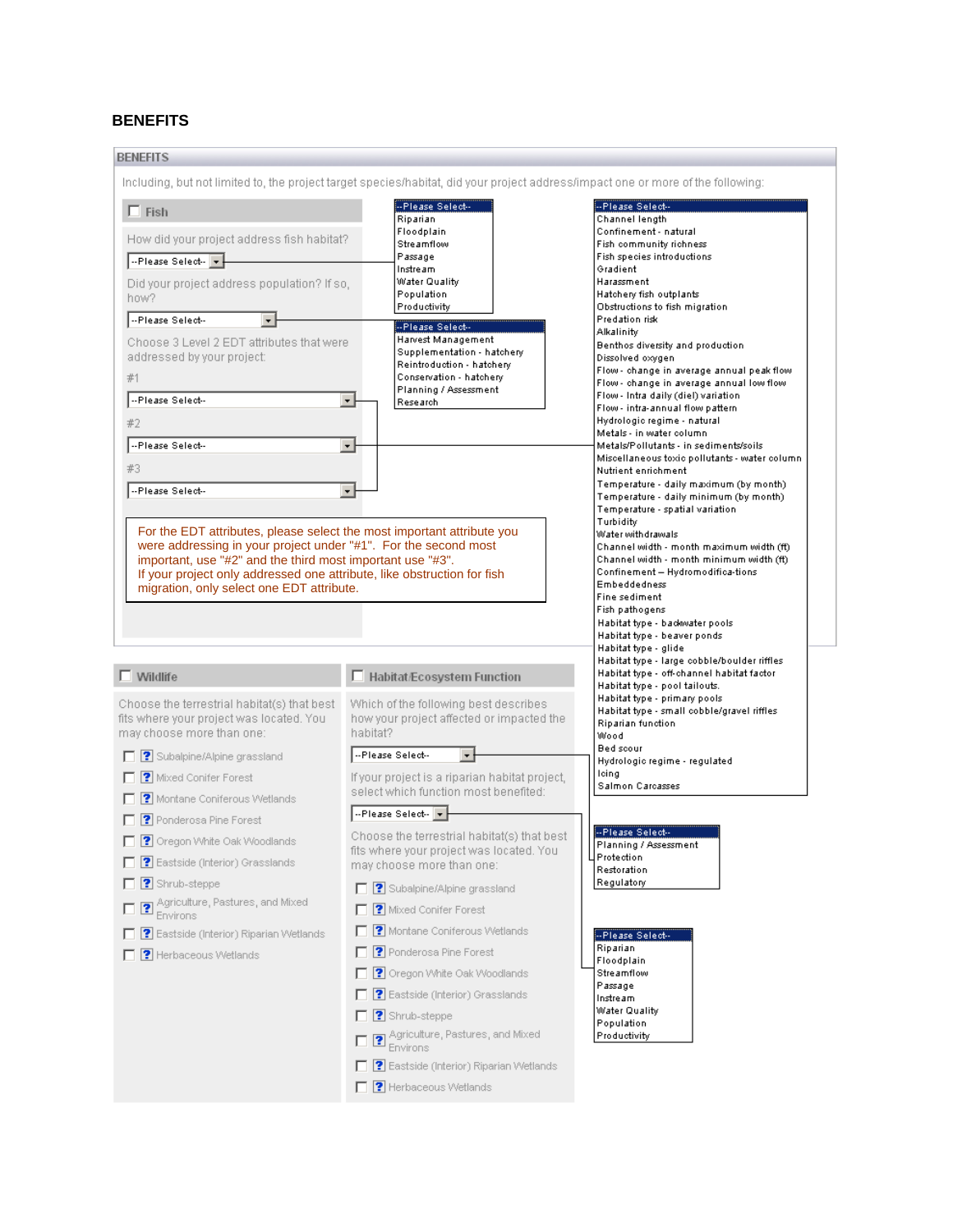## BENEFITS

**BENEFITS**

Including, but not limited to, the project target species/habitat, did your project address/impact one or more of the following:

### Fish

How did your project address fish habitat?

--Please Select--

- Riparian
- Floodplain
- Streamflow
- Passage
- Instream
- Water Quality
- Population
- Productivity

Did your project address population? If so, how?

--Please Select--

- Harvest Management
- Supplementation - hatchery
- Reintroduction - hatchery
- Conservation - hatchery
- Planning / Assessment
- Research

Choose 3 Level 2 EDT attributes that were addressed by your project:

#1 --Please Select--

#2 --Please Select--

#3 --Please Select--

--Please Select--

- Channel length
- Confinement - natural
- Fish community richness
- Fish species introductions
- Gradient
- Harassment
- Hatchery fish outplants
- Obstructions to fish migration
- Predation risk
- Alkalinity
- Benthos diversity and production
- Dissolved oxygen
- Flow - change in average annual peak flow
- Flow - change in average annual low flow
- Flow - Intra daily (diel) variation
- Flow - intra-annual flow pattern
- Hydrologic regime - natural
- Metals - in water column
- Metals/Pollutants - in sediments/soils
- Miscellaneous toxic pollutants - water column
- Nutrient enrichment
- Temperature - daily maximum (by month)
- Temperature - daily minimum (by month)
- Temperature - spatial variation
- Turbidity
- Water withdrawals
- Channel width - month maximum width (ft)
- Channel width - month minimum width (ft)
- Confinement – Hydromodifica-tions
- Embeddedness
- Fine sediment
- Fish pathogens
- Habitat type - backwater pools
- Habitat type - beaver ponds
- Habitat type - glide
- Habitat type - large cobble/boulder riffles
- Habitat type - off-channel habitat factor
- Habitat type - pool tailouts.
- Habitat type - primary pools
- Habitat type - small cobble/gravel riffles
- Riparian function
- Wood
- Bed scour
- Hydrologic regime - regulated
- Icing
- Salmon Carcasses

For the EDT attributes, please select the most important attribute you were addressing in your project under "#1". For the second most important, use "#2" and the third most important use "#3".
If your project only addressed one attribute, like obstruction for fish migration, only select one EDT attribute.

### Wildlife

Choose the terrestrial habitat(s) that best fits where your project was located. You may choose more than one:

- Subalpine/Alpine grassland
- Mixed Conifer Forest
- Montane Coniferous Wetlands
- Ponderosa Pine Forest
- Oregon White Oak Woodlands
- Eastside (Interior) Grasslands
- Shrub-steppe
- Agriculture, Pastures, and Mixed Environs
- Eastside (Interior) Riparian Wetlands
- Herbaceous Wetlands

### Habitat/Ecosystem Function

Which of the following best describes how your project affected or impacted the habitat?

--Please Select--

- Planning / Assessment
- Protection
- Restoration
- Regulatory

If your project is a riparian habitat project, select which function most benefited:

--Please Select--

- Riparian
- Floodplain
- Streamflow
- Passage
- Instream
- Water Quality
- Population
- Productivity

Choose the terrestrial habitat(s) that best fits where your project was located. You may choose more than one:

- Subalpine/Alpine grassland
- Mixed Conifer Forest
- Montane Coniferous Wetlands
- Ponderosa Pine Forest
- Oregon White Oak Woodlands
- Eastside (Interior) Grasslands
- Shrub-steppe
- Agriculture, Pastures, and Mixed Environs
- Eastside (Interior) Riparian Wetlands
- Herbaceous Wetlands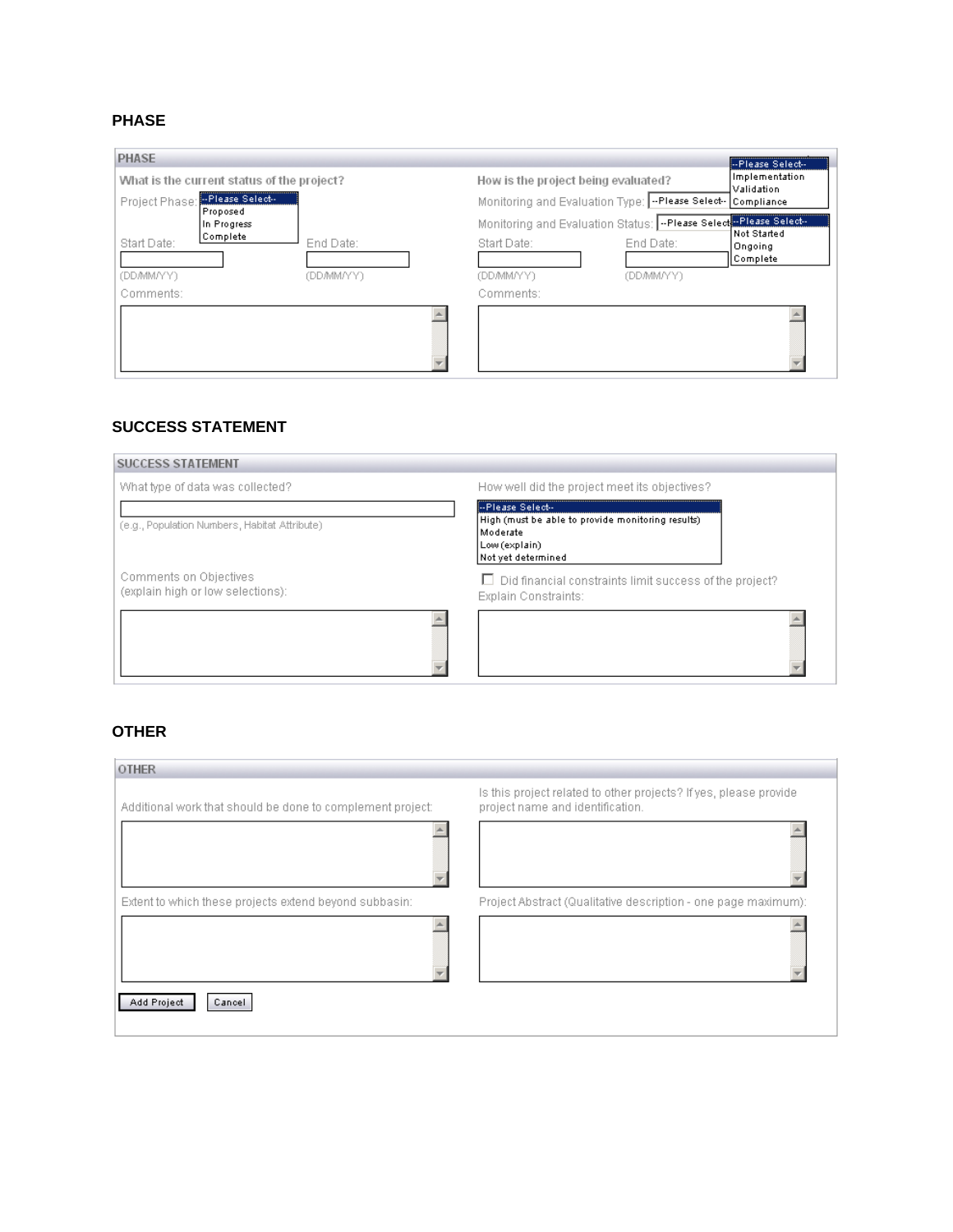## PHASE

**PHASE**

**What is the current status of the project?**

Project Phase: --Please Select--
- --Please Select--
- Proposed
- In Progress
- Complete

Start Date: (DD/MM/YY)

End Date: (DD/MM/YY)

Comments:

**How is the project being evaluated?**

Monitoring and Evaluation Type: --Please Select--
- --Please Select--
- Implementation
- Validation
- Compliance

Monitoring and Evaluation Status: --Please Select--
- --Please Select--
- Not Started
- Ongoing
- Complete

Start Date: (DD/MM/YY)

End Date: (DD/MM/YY)

Comments:

## SUCCESS STATEMENT

**SUCCESS STATEMENT**

What type of data was collected?

(e.g., Population Numbers, Habitat Attribute)

Comments on Objectives
(explain high or low selections):

How well did the project meet its objectives?
- --Please Select--
- High (must be able to provide monitoring results)
- Moderate
- Low (explain)
- Not yet determined

☐ Did financial constraints limit success of the project?
Explain Constraints:

## OTHER

**OTHER**

Additional work that should be done to complement project:

Is this project related to other projects? If yes, please provide project name and identification.

Extent to which these projects extend beyond subbasin:

Project Abstract (Qualitative description - one page maximum):

Add Project | Cancel